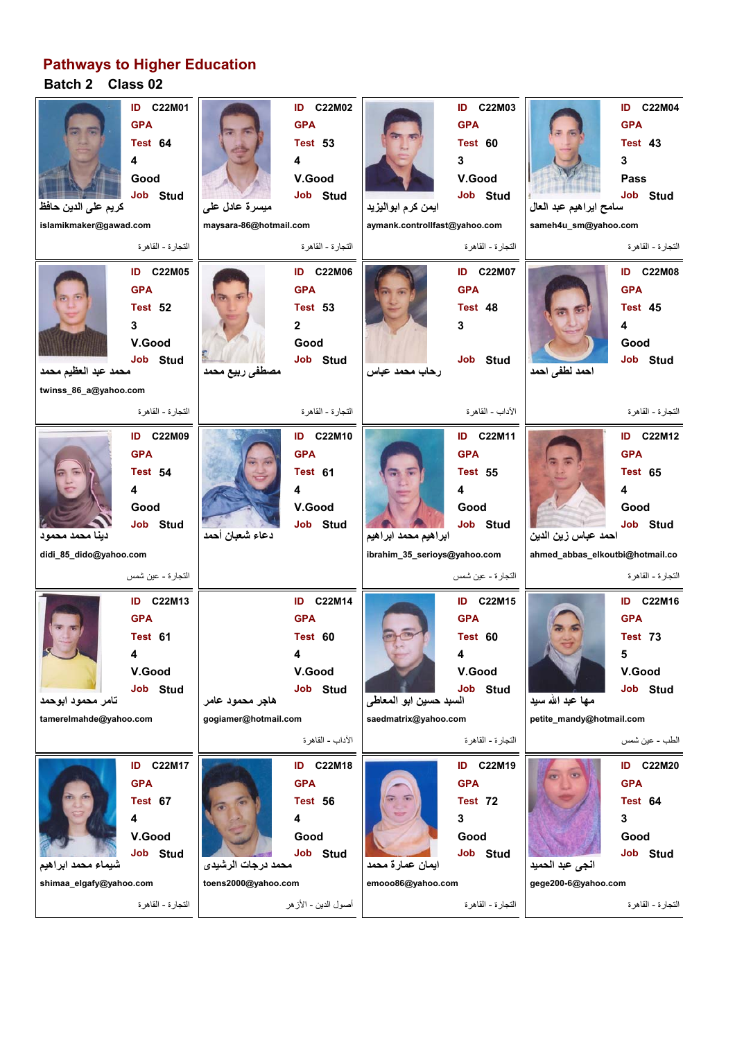# Pathways to Higher Education

## Batch 2 Class 02

| ID | GPA | Test | | | Job | Name | Email | Faculty |
|---|---|---|---|---|---|---|---|---|
| C22M01 | | 64 | 4 | Good | Stud | كريم على الدين حافظ | islamikmaker@gawad.com | التجارة - القاهرة |
| C22M02 | | 53 | 4 | V.Good | Stud | ميسرة عادل على | maysara-86@hotmail.com | التجارة - القاهرة |
| C22M03 | | 60 | 3 | V.Good | Stud | ايمن كرم ابواليزيد | aymank.controllfast@yahoo.com | التجارة - القاهرة |
| C22M04 | | 43 | 3 | Pass | Stud | سامح ابراهيم عبد العال | sameh4u_sm@yahoo.com | التجارة - القاهرة |
| C22M05 | | 52 | 3 | V.Good | Stud | محمد عبد العظيم محمد | twinss_86_a@yahoo.com | التجارة - القاهرة |
| C22M06 | | 53 | 2 | Good | Stud | مصطفى ربيع محمد | | التجارة - القاهرة |
| C22M07 | | 48 | 3 | | Stud | رحاب محمد عباس | | الآداب - القاهرة |
| C22M08 | | 45 | 4 | Good | Stud | احمد لطفى احمد | | التجارة - القاهرة |
| C22M09 | | 54 | 4 | Good | Stud | دينا محمد محمود | didi_85_dido@yahoo.com | التجارة - عين شمس |
| C22M10 | | 61 | 4 | V.Good | Stud | دعاء شعبان أحمد | | |
| C22M11 | | 55 | 4 | Good | Stud | ابراهيم محمد ابراهيم | ibrahim_35_serioys@yahoo.com | التجارة - عين شمس |
| C22M12 | | 65 | 4 | Good | Stud | احمد عباس زين الدين | ahmed_abbas_elkoutbi@hotmail.co | التجارة - القاهرة |
| C22M13 | | 61 | 4 | V.Good | Stud | تامر محمود ابومحمد | tamerelmahde@yahoo.com | |
| C22M14 | | 60 | 4 | V.Good | Stud | هاجر محمود عامر | gogiamer@hotmail.com | الآداب - القاهرة |
| C22M15 | | 60 | 4 | V.Good | Stud | السيد حسين ابو المعاطى | saedmatrix@yahoo.com | التجارة - القاهرة |
| C22M16 | | 73 | 5 | V.Good | Stud | مها عبد الله سيد | petite_mandy@hotmail.com | الطب - عين شمس |
| C22M17 | | 67 | 4 | V.Good | Stud | شيماء محمد ابراهيم | shimaa_elgafy@yahoo.com | التجارة - القاهرة |
| C22M18 | | 56 | 4 | Good | Stud | محمد درجات الرشيدى | toens2000@yahoo.com | أصول الدين - الأزهر |
| C22M19 | | 72 | 3 | Good | Stud | ايمان عمارة محمد | emooo86@yahoo.com | التجارة - القاهرة |
| C22M20 | | 64 | 3 | Good | Stud | انجى عبد الحميد | gege200-6@yahoo.com | التجارة - القاهرة |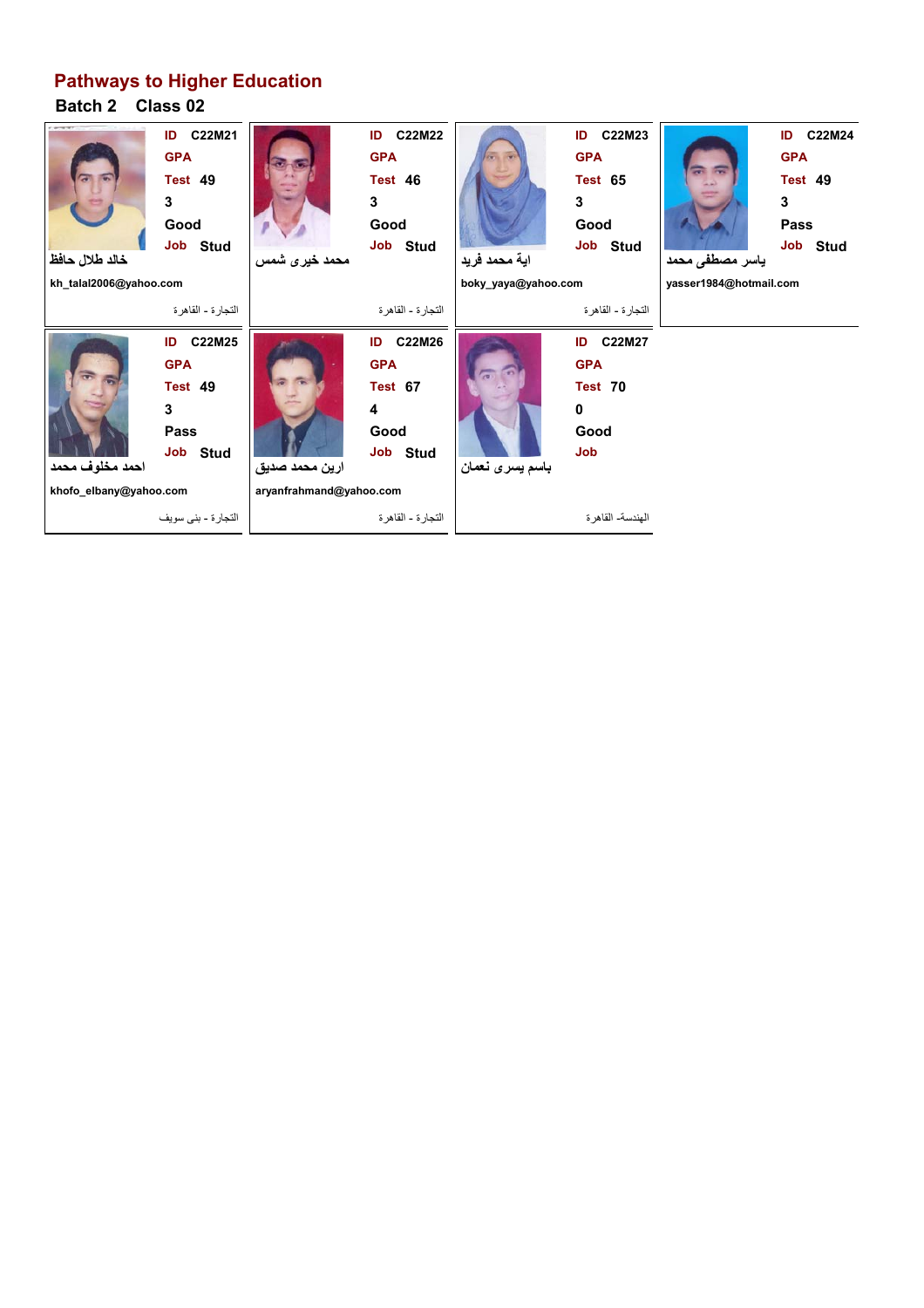# Pathways to Higher Education

**Batch 2 Class 02**

| ID | GPA | Test | Name | Email | Faculty |
|---|---|---|---|---|---|
| C22M21 | 3 | 49 | خالد طلال حافظ | kh_talal2006@yahoo.com | التجارة - القاهرة |
| C22M22 | 3 | 46 | محمد خيرى شمس | | التجارة - القاهرة |
| C22M23 | 3 | 65 | اية محمد فريد | boky_yaya@yahoo.com | التجارة - القاهرة |
| C22M24 | 3 | 49 | ياسر مصطفى محمد | yasser1984@hotmail.com | |
| C22M25 | 3 | 49 | احمد مخلوف محمد | khofo_elbany@yahoo.com | التجارة - بنى سويف |
| C22M26 | 4 | 67 | ارين محمد صديق | aryanfrahmand@yahoo.com | التجارة - القاهرة |
| C22M27 | 0 | 70 | باسم يسرى نعمان | | الهندسة- القاهرة |

| ID | Grade | Job |
|---|---|---|
| C22M21 | Good | Stud |
| C22M22 | Good | Stud |
| C22M23 | Good | Stud |
| C22M24 | Pass | Stud |
| C22M25 | Pass | Stud |
| C22M26 | Good | Stud |
| C22M27 | Good | |